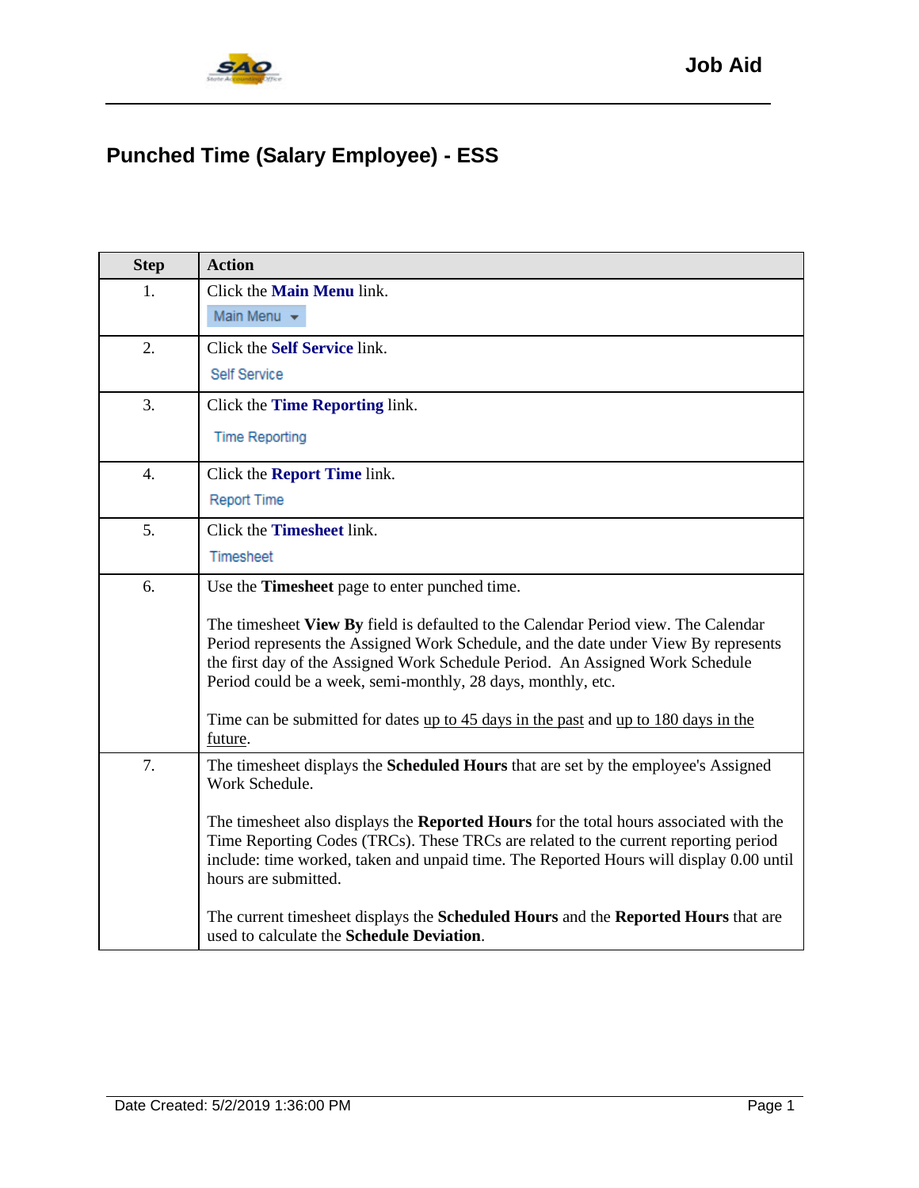# Punched Time (Salary Employee) - ESS

| Step | Action |
|---|---|
| 1. | Click the **Main Menu** link.<br>Main Menu |
| 2. | Click the **Self Service** link.<br>Self Service |
| 3. | Click the **Time Reporting** link.<br>Time Reporting |
| 4. | Click the **Report Time** link.<br>Report Time |
| 5. | Click the **Timesheet** link.<br>Timesheet |
| 6. | Use the **Timesheet** page to enter punched time.<br><br>The timesheet **View By** field is defaulted to the Calendar Period view. The Calendar Period represents the Assigned Work Schedule, and the date under View By represents the first day of the Assigned Work Schedule Period. An Assigned Work Schedule Period could be a week, semi-monthly, 28 days, monthly, etc.<br><br>Time can be submitted for dates up to 45 days in the past and up to 180 days in the future. |
| 7. | The timesheet displays the **Scheduled Hours** that are set by the employee's Assigned Work Schedule.<br><br>The timesheet also displays the **Reported Hours** for the total hours associated with the Time Reporting Codes (TRCs). These TRCs are related to the current reporting period include: time worked, taken and unpaid time. The Reported Hours will display 0.00 until hours are submitted.<br><br>The current timesheet displays the **Scheduled Hours** and the **Reported Hours** that are used to calculate the **Schedule Deviation**. |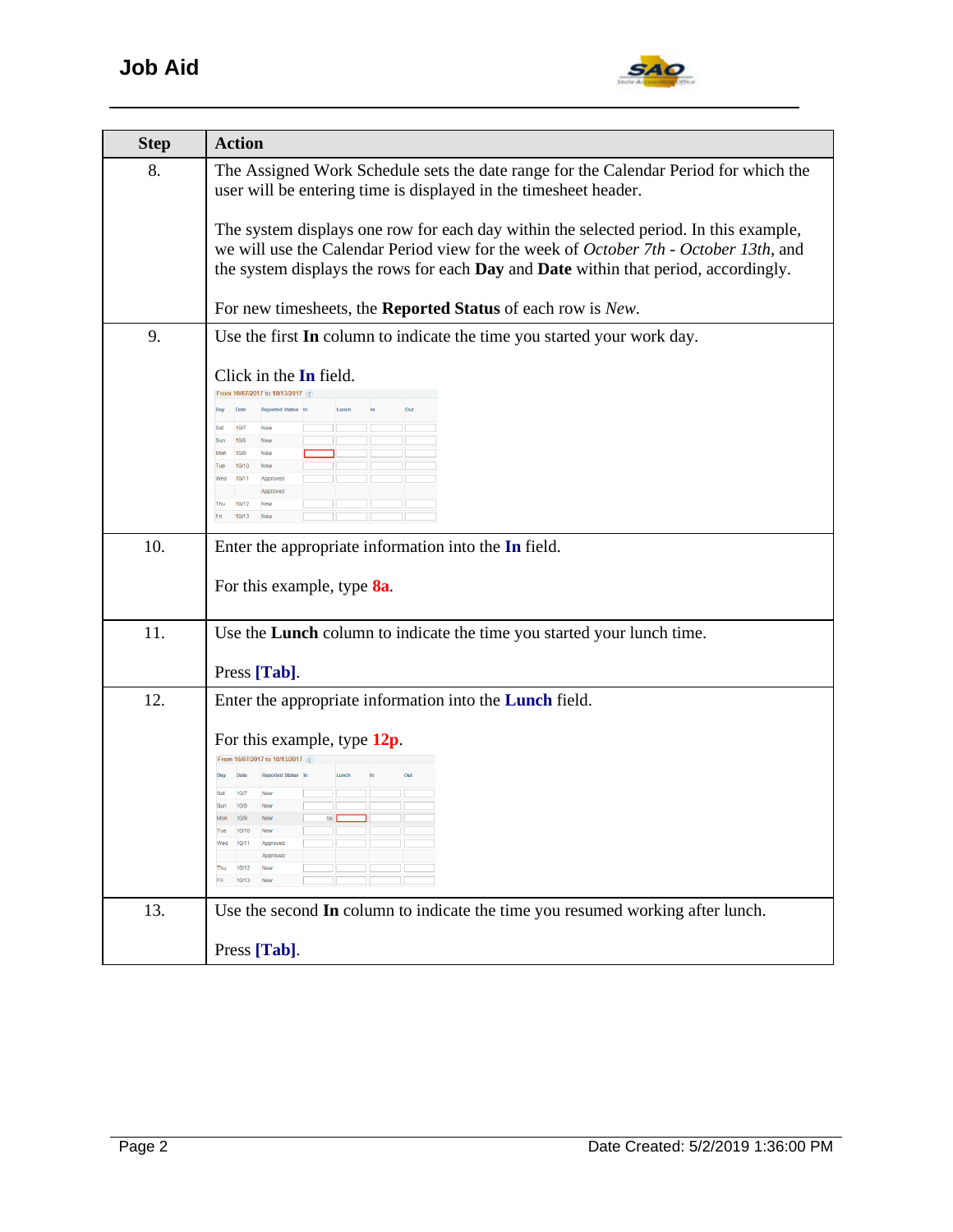| Step | Action |
|---|---|
| 8. | The Assigned Work Schedule sets the date range for the Calendar Period for which the user will be entering time is displayed in the timesheet header.<br><br>The system displays one row for each day within the selected period. In this example, we will use the Calendar Period view for the week of *October 7th - October 13th*, and the system displays the rows for each **Day** and **Date** within that period, accordingly.<br><br>For new timesheets, the **Reported Status** of each row is *New*. |
| 9. | Use the first **In** column to indicate the time you started your work day.<br><br>Click in the **In** field. |
| 10. | Enter the appropriate information into the **In** field.<br><br>For this example, type **8a**. |
| 11. | Use the **Lunch** column to indicate the time you started your lunch time.<br><br>Press **[Tab]**. |
| 12. | Enter the appropriate information into the **Lunch** field.<br><br>For this example, type **12p**. |
| 13. | Use the second **In** column to indicate the time you resumed working after lunch.<br><br>Press **[Tab]**. |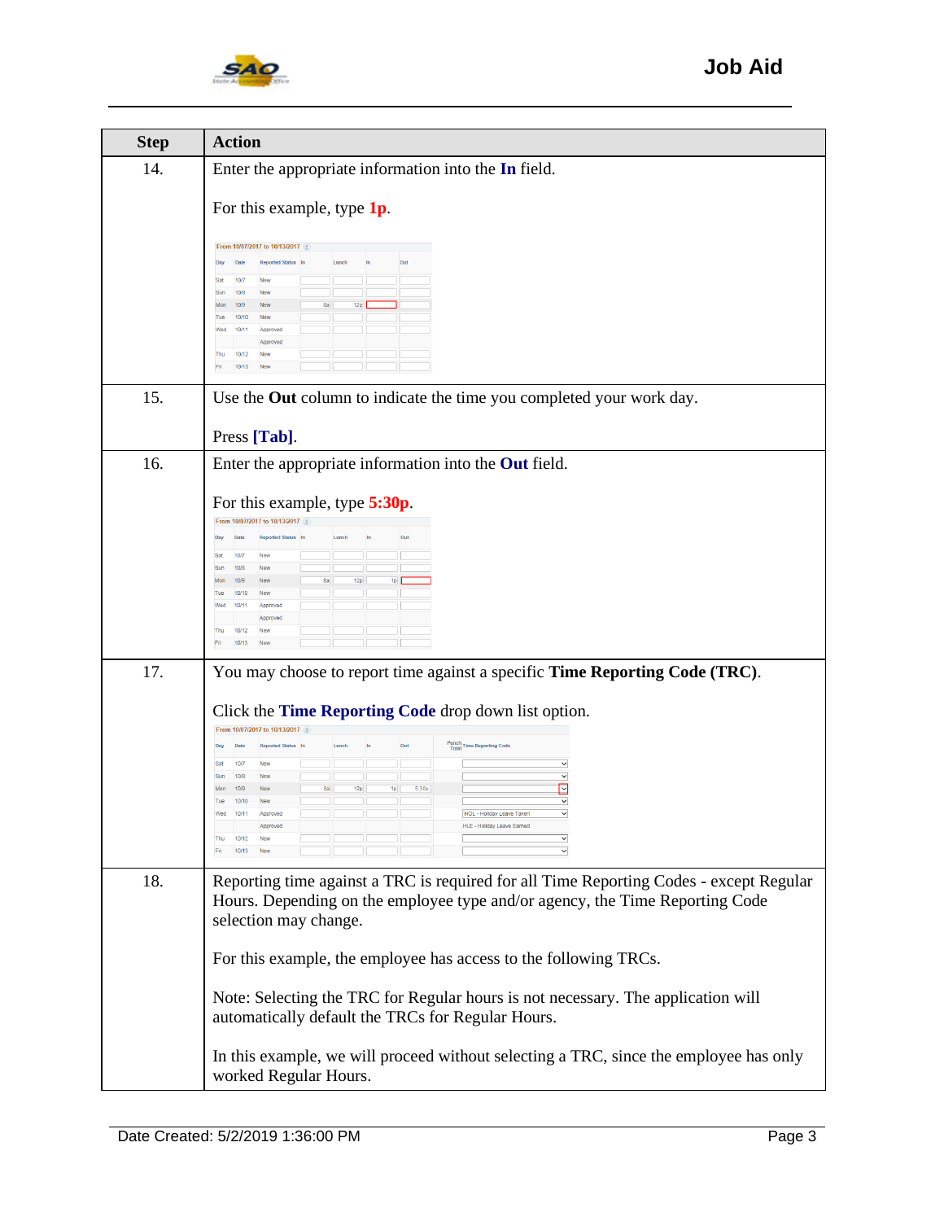| Step | Action |
|---|---|
| 14. | Enter the appropriate information into the **In** field.<br><br>For this example, type **1p**. |
| 15. | Use the **Out** column to indicate the time you completed your work day.<br><br>Press **[Tab]**. |
| 16. | Enter the appropriate information into the **Out** field.<br><br>For this example, type **5:30p**. |
| 17. | You may choose to report time against a specific **Time Reporting Code (TRC)**.<br><br>Click the **Time Reporting Code** drop down list option. |
| 18. | Reporting time against a TRC is required for all Time Reporting Codes - except Regular Hours. Depending on the employee type and/or agency, the Time Reporting Code selection may change.<br><br>For this example, the employee has access to the following TRCs.<br><br>Note: Selecting the TRC for Regular hours is not necessary. The application will automatically default the TRCs for Regular Hours.<br><br>In this example, we will proceed without selecting a TRC, since the employee has only worked Regular Hours. |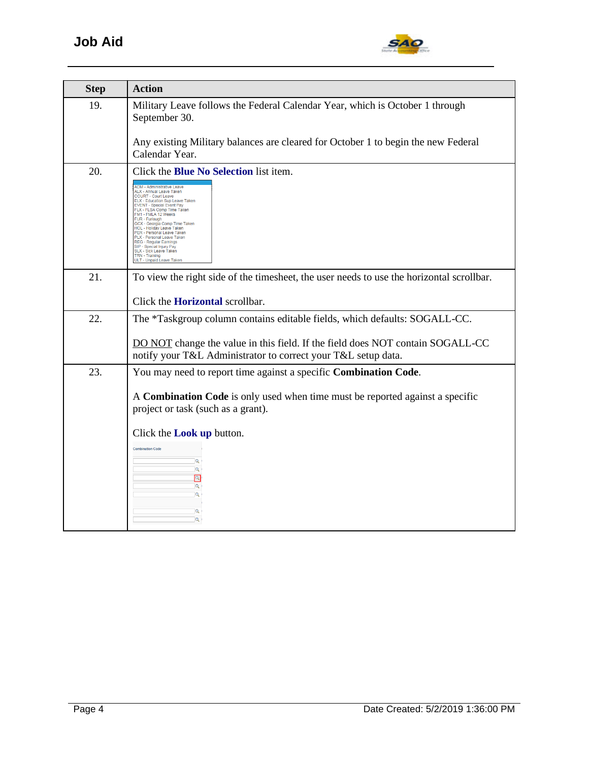| Step | Action |
| --- | --- |
| 19. | Military Leave follows the Federal Calendar Year, which is October 1 through September 30.<br><br>Any existing Military balances are cleared for October 1 to begin the new Federal Calendar Year. |
| 20. | Click the **Blue No Selection** list item.<br><br>ADM - Administrative Leave<br>ALX - Annual Leave Taken<br>COURT - Court Leave<br>ELX - Education Sup Leave Taken<br>EVENT - Special Event Pay<br>FLX - FLSA Comp Time Taken<br>FM1 - FMLA 12 Weeks<br>FUR - Furlough<br>GCX - Georgia Comp Time Taken<br>HOL - Holiday Leave Taken<br>PER - Personal Leave Taken<br>PLX - Personal Leave Taken<br>REG - Regular Earnings<br>SIP - Special Injury Pay<br>SLX - Sick Leave Taken<br>TRN - Training<br>ULT - Unpaid Leave Taken |
| 21. | To view the right side of the timesheet, the user needs to use the horizontal scrollbar.<br><br>Click the **Horizontal** scrollbar. |
| 22. | The *Taskgroup column contains editable fields, which defaults: SOGALL-CC.<br><br><u>DO NOT</u> change the value in this field. If the field does NOT contain SOGALL-CC notify your T&L Administrator to correct your T&L setup data. |
| 23. | You may need to report time against a specific **Combination Code**.<br><br>A **Combination Code** is only used when time must be reported against a specific project or task (such as a grant).<br><br>Click the **Look up** button.<br><br>Combination Code |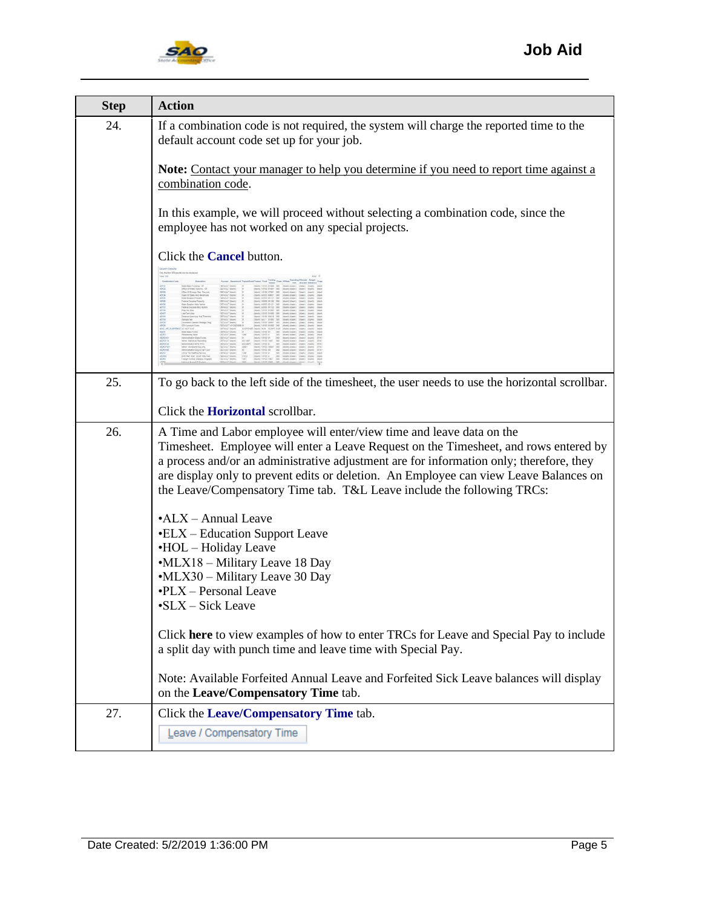| Step | Action |
| --- | --- |
| 24. | If a combination code is not required, the system will charge the reported time to the default account code set up for your job.<br><br>**Note:** Contact your manager to help you determine if you need to report time against a combination code.<br><br>In this example, we will proceed without selecting a combination code, since the employee has not worked on any special projects.<br><br>Click the **Cancel** button. |
| 25. | To go back to the left side of the timesheet, the user needs to use the horizontal scrollbar.<br><br>Click the **Horizontal** scrollbar. |
| 26. | A Time and Labor employee will enter/view time and leave data on the Timesheet. Employee will enter a Leave Request on the Timesheet, and rows entered by a process and/or an administrative adjustment are for information only; therefore, they are display only to prevent edits or deletion. An Employee can view Leave Balances on the Leave/Compensatory Time tab. T&L Leave include the following TRCs:<br><br>•ALX – Annual Leave<br>•ELX – Education Support Leave<br>•HOL – Holiday Leave<br>•MLX18 – Military Leave 18 Day<br>•MLX30 – Military Leave 30 Day<br>•PLX – Personal Leave<br>•SLX – Sick Leave<br><br>Click **here** to view examples of how to enter TRCs for Leave and Special Pay to include a split day with punch time and leave time with Special Pay.<br><br>Note: Available Forfeited Annual Leave and Forfeited Sick Leave balances will display on the **Leave/Compensatory Time** tab. |
| 27. | Click the **Leave/Compensatory Time** tab.<br><br>Leave / Compensatory Time |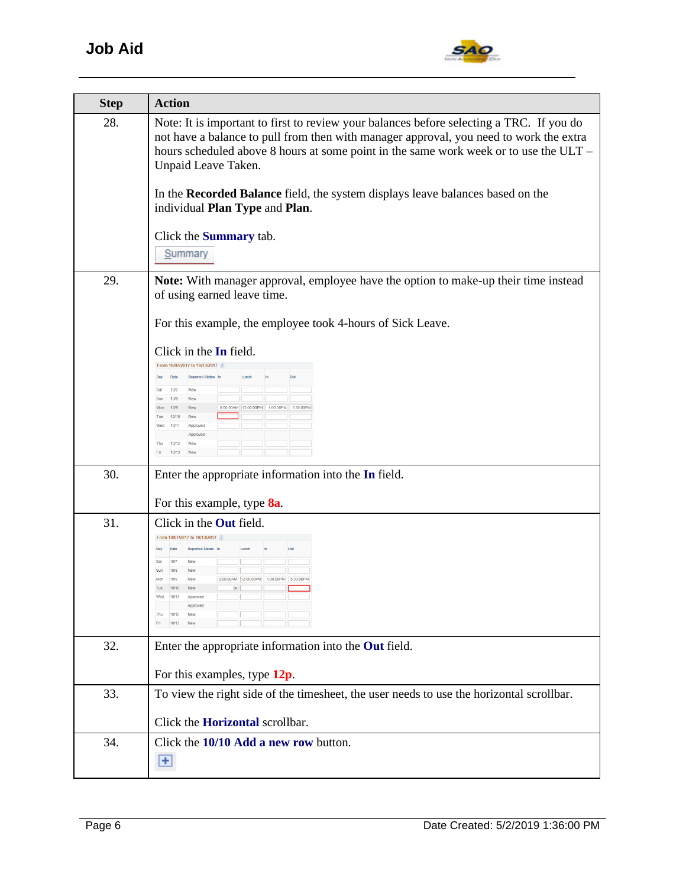| Step | Action |
|---|---|
| 28. | Note: It is important to first to review your balances before selecting a TRC. If you do not have a balance to pull from then with manager approval, you need to work the extra hours scheduled above 8 hours at some point in the same work week or to use the ULT – Unpaid Leave Taken.<br><br>In the **Recorded Balance** field, the system displays leave balances based on the individual **Plan Type** and **Plan**.<br><br>Click the **Summary** tab. |
| 29. | **Note:** With manager approval, employee have the option to make-up their time instead of using earned leave time.<br><br>For this example, the employee took 4-hours of Sick Leave.<br><br>Click in the **In** field. |
| 30. | Enter the appropriate information into the **In** field.<br><br>For this example, type **8a**. |
| 31. | Click in the **Out** field. |
| 32. | Enter the appropriate information into the **Out** field.<br><br>For this examples, type **12p**. |
| 33. | To view the right side of the timesheet, the user needs to use the horizontal scrollbar.<br><br>Click the **Horizontal** scrollbar. |
| 34. | Click the **10/10 Add a new row** button. |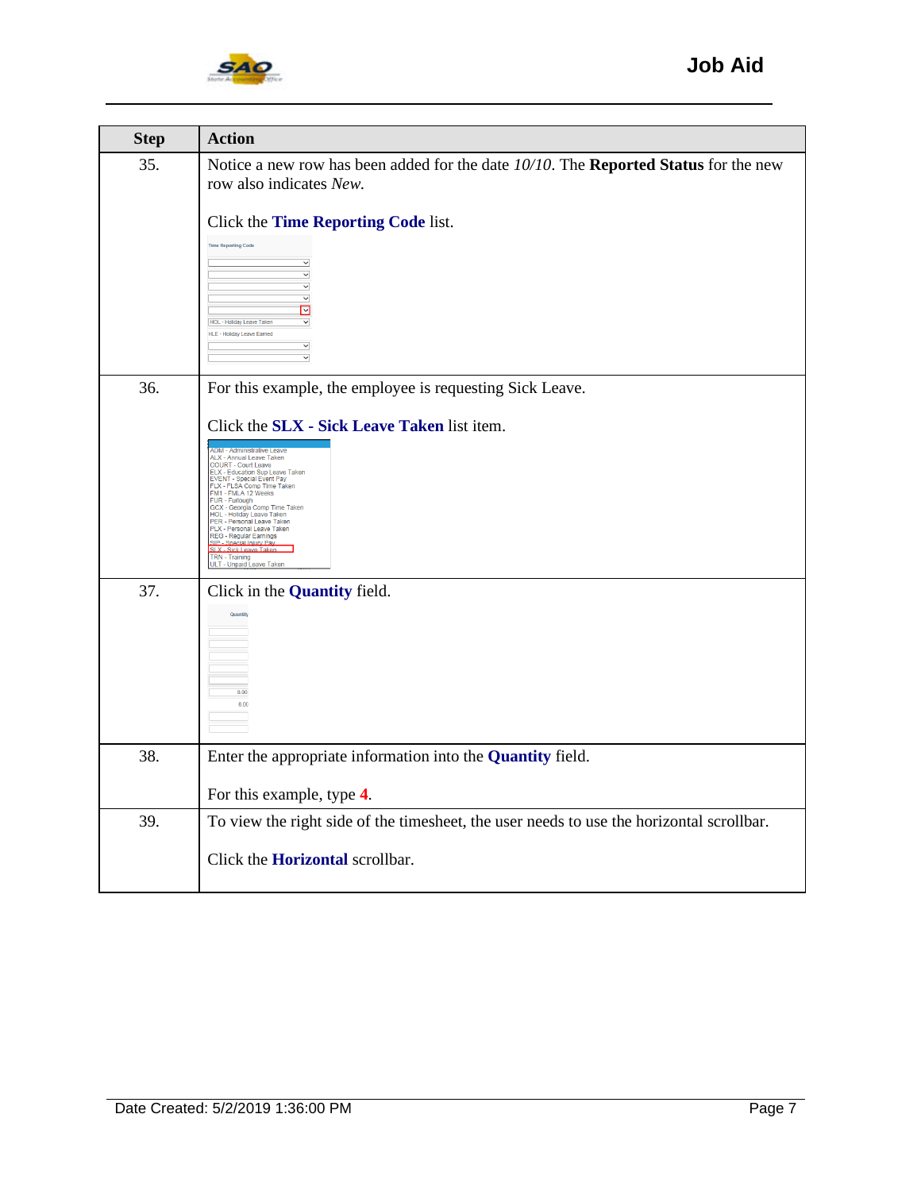| Step | Action |
|---|---|
| 35. | Notice a new row has been added for the date *10/10*. The **Reported Status** for the new row also indicates *New*.<br><br>Click the **Time Reporting Code** list. |
| 36. | For this example, the employee is requesting Sick Leave.<br><br>Click the **SLX - Sick Leave Taken** list item. |
| 37. | Click in the **Quantity** field. |
| 38. | Enter the appropriate information into the **Quantity** field.<br><br>For this example, type **4**. |
| 39. | To view the right side of the timesheet, the user needs to use the horizontal scrollbar.<br><br>Click the **Horizontal** scrollbar. |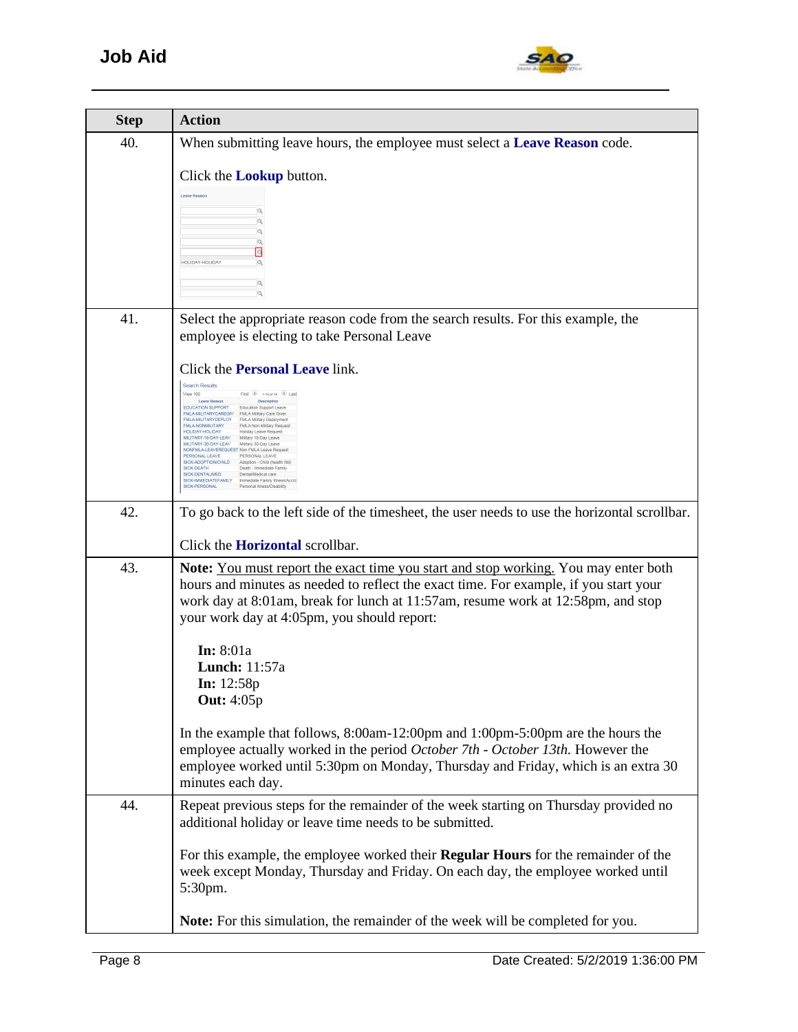| Step | Action |
|---|---|
| 40. | When submitting leave hours, the employee must select a **Leave Reason** code.<br><br>Click the **Lookup** button. |
| 41. | Select the appropriate reason code from the search results. For this example, the employee is electing to take Personal Leave<br><br>Click the **Personal Leave** link. |
| 42. | To go back to the left side of the timesheet, the user needs to use the horizontal scrollbar.<br><br>Click the **Horizontal** scrollbar. |
| 43. | **Note:** You must report the exact time you start and stop working. You may enter both hours and minutes as needed to reflect the exact time. For example, if you start your work day at 8:01am, break for lunch at 11:57am, resume work at 12:58pm, and stop your work day at 4:05pm, you should report:<br><br>**In:** 8:01a<br>**Lunch:** 11:57a<br>**In:** 12:58p<br>**Out:** 4:05p<br><br>In the example that follows, 8:00am-12:00pm and 1:00pm-5:00pm are the hours the employee actually worked in the period *October 7th - October 13th.* However the employee worked until 5:30pm on Monday, Thursday and Friday, which is an extra 30 minutes each day. |
| 44. | Repeat previous steps for the remainder of the week starting on Thursday provided no additional holiday or leave time needs to be submitted.<br><br>For this example, the employee worked their **Regular Hours** for the remainder of the week except Monday, Thursday and Friday. On each day, the employee worked until 5:30pm.<br><br>**Note:** For this simulation, the remainder of the week will be completed for you. |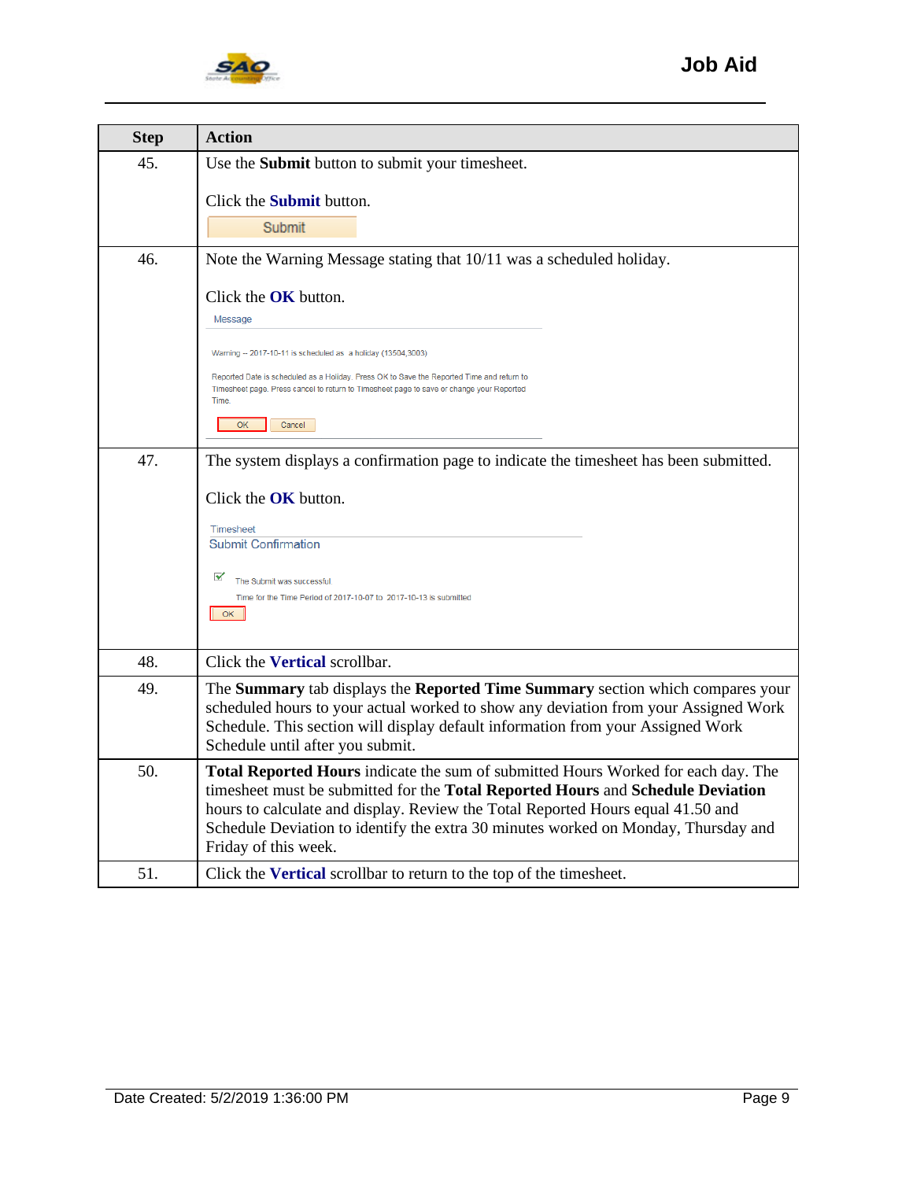| Step | Action |
|---|---|
| 45. | Use the **Submit** button to submit your timesheet.<br><br>Click the **Submit** button.<br><br>Submit |
| 46. | Note the Warning Message stating that 10/11 was a scheduled holiday.<br><br>Click the **OK** button.<br><br>Message<br><br>Warning -- 2017-10-11 is scheduled as a holiday (13504,3003)<br><br>Reported Date is scheduled as a Holiday. Press OK to Save the Reported Time and return to Timesheet page. Press cancel to return to Timesheet page to save or change your Reported Time.<br><br>OK Cancel |
| 47. | The system displays a confirmation page to indicate the timesheet has been submitted.<br><br>Click the **OK** button.<br><br>Timesheet<br>Submit Confirmation<br><br>The Submit was successful.<br>Time for the Time Period of 2017-10-07 to 2017-10-13 is submitted<br><br>OK |
| 48. | Click the **Vertical** scrollbar. |
| 49. | The **Summary** tab displays the **Reported Time Summary** section which compares your scheduled hours to your actual worked to show any deviation from your Assigned Work Schedule. This section will display default information from your Assigned Work Schedule until after you submit. |
| 50. | **Total Reported Hours** indicate the sum of submitted Hours Worked for each day. The timesheet must be submitted for the **Total Reported Hours** and **Schedule Deviation** hours to calculate and display. Review the Total Reported Hours equal 41.50 and Schedule Deviation to identify the extra 30 minutes worked on Monday, Thursday and Friday of this week. |
| 51. | Click the **Vertical** scrollbar to return to the top of the timesheet. |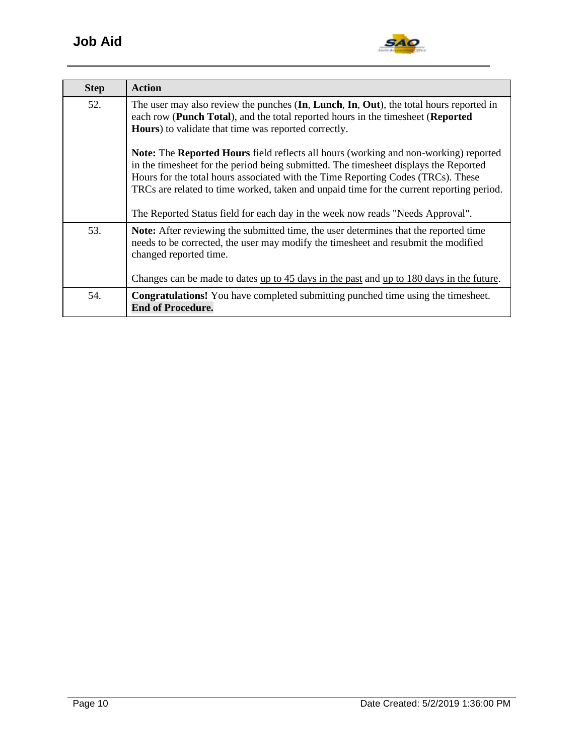| Step | Action |
| --- | --- |
| 52. | The user may also review the punches (**In**, **Lunch**, **In**, **Out**), the total hours reported in each row (**Punch Total**), and the total reported hours in the timesheet (**Reported Hours**) to validate that time was reported correctly.<br><br>**Note:** The **Reported Hours** field reflects all hours (working and non-working) reported in the timesheet for the period being submitted. The timesheet displays the Reported Hours for the total hours associated with the Time Reporting Codes (TRCs). These TRCs are related to time worked, taken and unpaid time for the current reporting period.<br><br>The Reported Status field for each day in the week now reads "Needs Approval". |
| 53. | **Note:** After reviewing the submitted time, the user determines that the reported time needs to be corrected, the user may modify the timesheet and resubmit the modified changed reported time.<br><br>Changes can be made to dates up to 45 days in the past and up to 180 days in the future. |
| 54. | **Congratulations!** You have completed submitting punched time using the timesheet.<br>**End of Procedure.** |